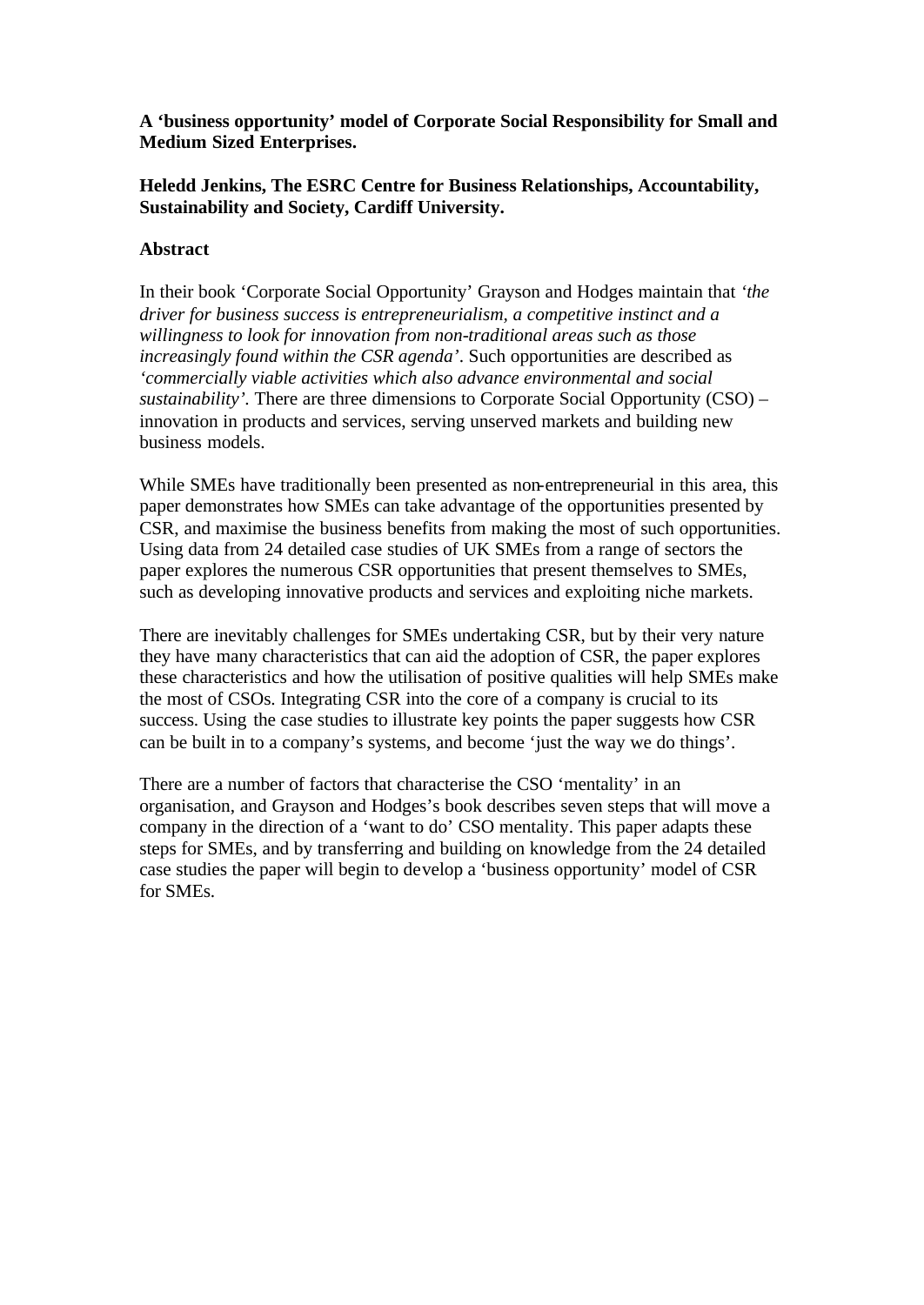# A 'business opportunity' model of Corporate Social Responsibility for Small and Medium Sized Enterprises.

**Heledd Jenkins, The ESRC Centre for Business Relationships, Accountability, Sustainability and Society, Cardiff University.**

## Abstract

In their book 'Corporate Social Opportunity' Grayson and Hodges maintain that *'the driver for business success is entrepreneurialism, a competitive instinct and a willingness to look for innovation from non-traditional areas such as those increasingly found within the CSR agenda'*. Such opportunities are described as *'commercially viable activities which also advance environmental and social sustainability'*. There are three dimensions to Corporate Social Opportunity (CSO) – innovation in products and services, serving unserved markets and building new business models.

While SMEs have traditionally been presented as non-entrepreneurial in this area, this paper demonstrates how SMEs can take advantage of the opportunities presented by CSR, and maximise the business benefits from making the most of such opportunities. Using data from 24 detailed case studies of UK SMEs from a range of sectors the paper explores the numerous CSR opportunities that present themselves to SMEs, such as developing innovative products and services and exploiting niche markets.

There are inevitably challenges for SMEs undertaking CSR, but by their very nature they have many characteristics that can aid the adoption of CSR, the paper explores these characteristics and how the utilisation of positive qualities will help SMEs make the most of CSOs. Integrating CSR into the core of a company is crucial to its success. Using the case studies to illustrate key points the paper suggests how CSR can be built in to a company's systems, and become 'just the way we do things'.

There are a number of factors that characterise the CSO 'mentality' in an organisation, and Grayson and Hodges's book describes seven steps that will move a company in the direction of a 'want to do' CSO mentality. This paper adapts these steps for SMEs, and by transferring and building on knowledge from the 24 detailed case studies the paper will begin to develop a 'business opportunity' model of CSR for SMEs.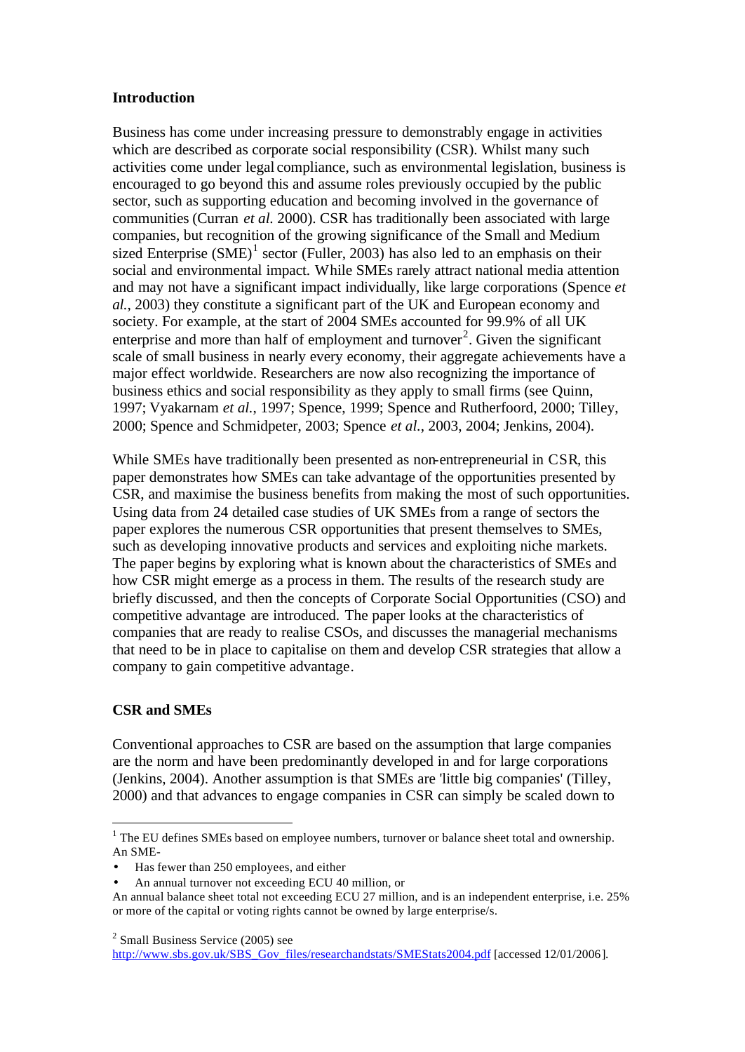## Introduction

Business has come under increasing pressure to demonstrably engage in activities which are described as corporate social responsibility (CSR). Whilst many such activities come under legal compliance, such as environmental legislation, business is encouraged to go beyond this and assume roles previously occupied by the public sector, such as supporting education and becoming involved in the governance of communities (Curran *et al.* 2000). CSR has traditionally been associated with large companies, but recognition of the growing significance of the Small and Medium sized Enterprise (SME)[1] sector (Fuller, 2003) has also led to an emphasis on their social and environmental impact. While SMEs rarely attract national media attention and may not have a significant impact individually, like large corporations (Spence *et al.*, 2003) they constitute a significant part of the UK and European economy and society. For example, at the start of 2004 SMEs accounted for 99.9% of all UK enterprise and more than half of employment and turnover[2]. Given the significant scale of small business in nearly every economy, their aggregate achievements have a major effect worldwide. Researchers are now also recognizing the importance of business ethics and social responsibility as they apply to small firms (see Quinn, 1997; Vyakarnam *et al.*, 1997; Spence, 1999; Spence and Rutherfoord, 2000; Tilley, 2000; Spence and Schmidpeter, 2003; Spence *et al.*, 2003, 2004; Jenkins, 2004).

While SMEs have traditionally been presented as non-entrepreneurial in CSR, this paper demonstrates how SMEs can take advantage of the opportunities presented by CSR, and maximise the business benefits from making the most of such opportunities. Using data from 24 detailed case studies of UK SMEs from a range of sectors the paper explores the numerous CSR opportunities that present themselves to SMEs, such as developing innovative products and services and exploiting niche markets. The paper begins by exploring what is known about the characteristics of SMEs and how CSR might emerge as a process in them. The results of the research study are briefly discussed, and then the concepts of Corporate Social Opportunities (CSO) and competitive advantage are introduced. The paper looks at the characteristics of companies that are ready to realise CSOs, and discusses the managerial mechanisms that need to be in place to capitalise on them and develop CSR strategies that allow a company to gain competitive advantage.

## CSR and SMEs

Conventional approaches to CSR are based on the assumption that large companies are the norm and have been predominantly developed in and for large corporations (Jenkins, 2004). Another assumption is that SMEs are 'little big companies' (Tilley, 2000) and that advances to engage companies in CSR can simply be scaled down to

---

[1] The EU defines SMEs based on employee numbers, turnover or balance sheet total and ownership. An SME-

- Has fewer than 250 employees, and either
- An annual turnover not exceeding ECU 40 million, or

An annual balance sheet total not exceeding ECU 27 million, and is an independent enterprise, i.e. 25% or more of the capital or voting rights cannot be owned by large enterprise/s.

[2] Small Business Service (2005) see http://www.sbs.gov.uk/SBS_Gov_files/researchandstats/SMEStats2004.pdf [accessed 12/01/2006].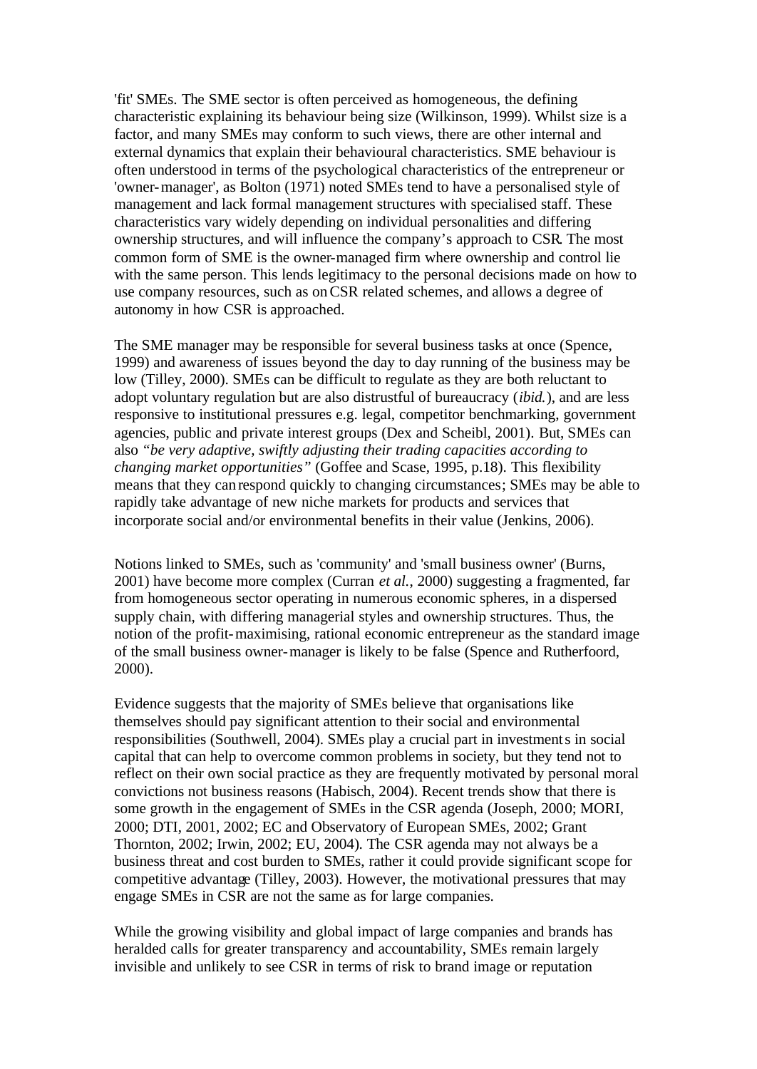'fit' SMEs. The SME sector is often perceived as homogeneous, the defining characteristic explaining its behaviour being size (Wilkinson, 1999). Whilst size is a factor, and many SMEs may conform to such views, there are other internal and external dynamics that explain their behavioural characteristics. SME behaviour is often understood in terms of the psychological characteristics of the entrepreneur or 'owner-manager', as Bolton (1971) noted SMEs tend to have a personalised style of management and lack formal management structures with specialised staff. These characteristics vary widely depending on individual personalities and differing ownership structures, and will influence the company's approach to CSR. The most common form of SME is the owner-managed firm where ownership and control lie with the same person. This lends legitimacy to the personal decisions made on how to use company resources, such as on CSR related schemes, and allows a degree of autonomy in how CSR is approached.

The SME manager may be responsible for several business tasks at once (Spence, 1999) and awareness of issues beyond the day to day running of the business may be low (Tilley, 2000). SMEs can be difficult to regulate as they are both reluctant to adopt voluntary regulation but are also distrustful of bureaucracy (*ibid.*), and are less responsive to institutional pressures e.g. legal, competitor benchmarking, government agencies, public and private interest groups (Dex and Scheibl, 2001). But, SMEs can also *"be very adaptive, swiftly adjusting their trading capacities according to changing market opportunities"* (Goffee and Scase, 1995, p.18). This flexibility means that they can respond quickly to changing circumstances; SMEs may be able to rapidly take advantage of new niche markets for products and services that incorporate social and/or environmental benefits in their value (Jenkins, 2006).

Notions linked to SMEs, such as 'community' and 'small business owner' (Burns, 2001) have become more complex (Curran *et al.*, 2000) suggesting a fragmented, far from homogeneous sector operating in numerous economic spheres, in a dispersed supply chain, with differing managerial styles and ownership structures. Thus, the notion of the profit-maximising, rational economic entrepreneur as the standard image of the small business owner-manager is likely to be false (Spence and Rutherfoord, 2000).

Evidence suggests that the majority of SMEs believe that organisations like themselves should pay significant attention to their social and environmental responsibilities (Southwell, 2004). SMEs play a crucial part in investments in social capital that can help to overcome common problems in society, but they tend not to reflect on their own social practice as they are frequently motivated by personal moral convictions not business reasons (Habisch, 2004). Recent trends show that there is some growth in the engagement of SMEs in the CSR agenda (Joseph, 2000; MORI, 2000; DTI, 2001, 2002; EC and Observatory of European SMEs, 2002; Grant Thornton, 2002; Irwin, 2002; EU, 2004). The CSR agenda may not always be a business threat and cost burden to SMEs, rather it could provide significant scope for competitive advantage (Tilley, 2003). However, the motivational pressures that may engage SMEs in CSR are not the same as for large companies.

While the growing visibility and global impact of large companies and brands has heralded calls for greater transparency and accountability, SMEs remain largely invisible and unlikely to see CSR in terms of risk to brand image or reputation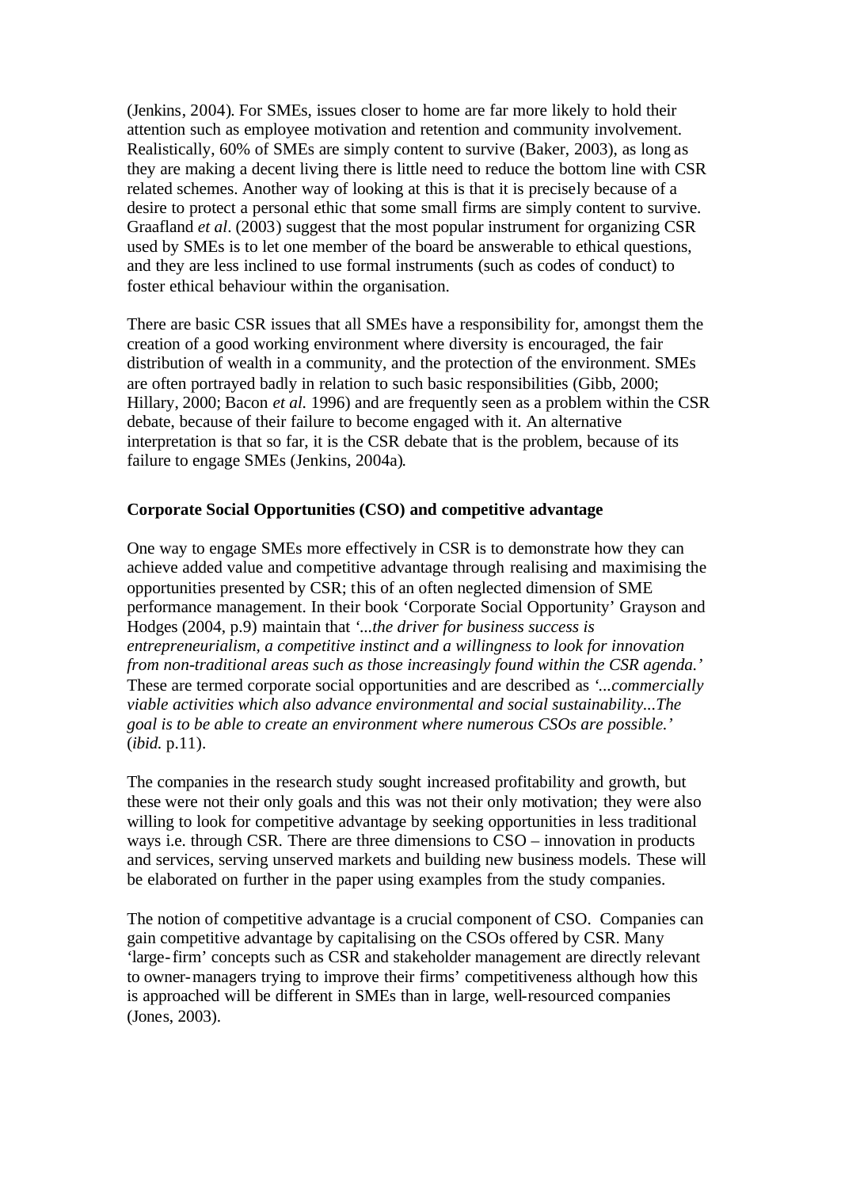(Jenkins, 2004). For SMEs, issues closer to home are far more likely to hold their attention such as employee motivation and retention and community involvement. Realistically, 60% of SMEs are simply content to survive (Baker, 2003), as long as they are making a decent living there is little need to reduce the bottom line with CSR related schemes. Another way of looking at this is that it is precisely because of a desire to protect a personal ethic that some small firms are simply content to survive. Graafland *et al*. (2003) suggest that the most popular instrument for organizing CSR used by SMEs is to let one member of the board be answerable to ethical questions, and they are less inclined to use formal instruments (such as codes of conduct) to foster ethical behaviour within the organisation.

There are basic CSR issues that all SMEs have a responsibility for, amongst them the creation of a good working environment where diversity is encouraged, the fair distribution of wealth in a community, and the protection of the environment. SMEs are often portrayed badly in relation to such basic responsibilities (Gibb, 2000; Hillary, 2000; Bacon *et al.* 1996) and are frequently seen as a problem within the CSR debate, because of their failure to become engaged with it. An alternative interpretation is that so far, it is the CSR debate that is the problem, because of its failure to engage SMEs (Jenkins, 2004a).

**Corporate Social Opportunities (CSO) and competitive advantage**

One way to engage SMEs more effectively in CSR is to demonstrate how they can achieve added value and competitive advantage through realising and maximising the opportunities presented by CSR; this of an often neglected dimension of SME performance management. In their book 'Corporate Social Opportunity' Grayson and Hodges (2004, p.9) maintain that *'...the driver for business success is entrepreneurialism, a competitive instinct and a willingness to look for innovation from non-traditional areas such as those increasingly found within the CSR agenda.'* These are termed corporate social opportunities and are described as *'...commercially viable activities which also advance environmental and social sustainability...The goal is to be able to create an environment where numerous CSOs are possible.'* (*ibid.* p.11).

The companies in the research study sought increased profitability and growth, but these were not their only goals and this was not their only motivation; they were also willing to look for competitive advantage by seeking opportunities in less traditional ways i.e. through CSR. There are three dimensions to CSO – innovation in products and services, serving unserved markets and building new business models. These will be elaborated on further in the paper using examples from the study companies.

The notion of competitive advantage is a crucial component of CSO. Companies can gain competitive advantage by capitalising on the CSOs offered by CSR. Many 'large-firm' concepts such as CSR and stakeholder management are directly relevant to owner-managers trying to improve their firms' competitiveness although how this is approached will be different in SMEs than in large, well-resourced companies (Jones, 2003).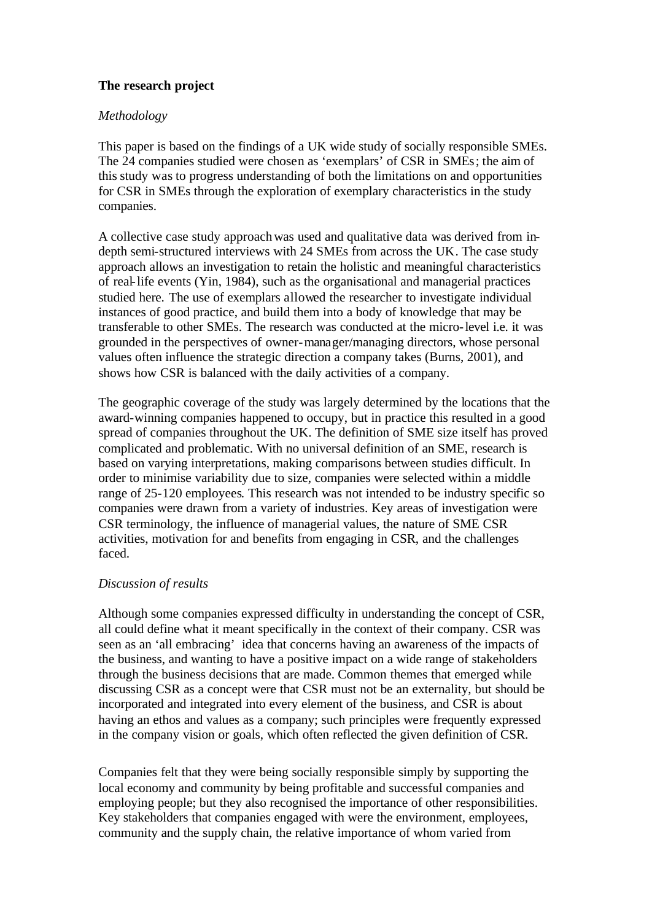**The research project**

*Methodology*

This paper is based on the findings of a UK wide study of socially responsible SMEs. The 24 companies studied were chosen as 'exemplars' of CSR in SMEs; the aim of this study was to progress understanding of both the limitations on and opportunities for CSR in SMEs through the exploration of exemplary characteristics in the study companies.

A collective case study approach was used and qualitative data was derived from in-depth semi-structured interviews with 24 SMEs from across the UK. The case study approach allows an investigation to retain the holistic and meaningful characteristics of real-life events (Yin, 1984), such as the organisational and managerial practices studied here. The use of exemplars allowed the researcher to investigate individual instances of good practice, and build them into a body of knowledge that may be transferable to other SMEs. The research was conducted at the micro-level i.e. it was grounded in the perspectives of owner-manager/managing directors, whose personal values often influence the strategic direction a company takes (Burns, 2001), and shows how CSR is balanced with the daily activities of a company.

The geographic coverage of the study was largely determined by the locations that the award-winning companies happened to occupy, but in practice this resulted in a good spread of companies throughout the UK. The definition of SME size itself has proved complicated and problematic. With no universal definition of an SME, research is based on varying interpretations, making comparisons between studies difficult. In order to minimise variability due to size, companies were selected within a middle range of 25-120 employees. This research was not intended to be industry specific so companies were drawn from a variety of industries. Key areas of investigation were CSR terminology, the influence of managerial values, the nature of SME CSR activities, motivation for and benefits from engaging in CSR, and the challenges faced.

*Discussion of results*

Although some companies expressed difficulty in understanding the concept of CSR, all could define what it meant specifically in the context of their company. CSR was seen as an 'all embracing' idea that concerns having an awareness of the impacts of the business, and wanting to have a positive impact on a wide range of stakeholders through the business decisions that are made. Common themes that emerged while discussing CSR as a concept were that CSR must not be an externality, but should be incorporated and integrated into every element of the business, and CSR is about having an ethos and values as a company; such principles were frequently expressed in the company vision or goals, which often reflected the given definition of CSR.

Companies felt that they were being socially responsible simply by supporting the local economy and community by being profitable and successful companies and employing people; but they also recognised the importance of other responsibilities. Key stakeholders that companies engaged with were the environment, employees, community and the supply chain, the relative importance of whom varied from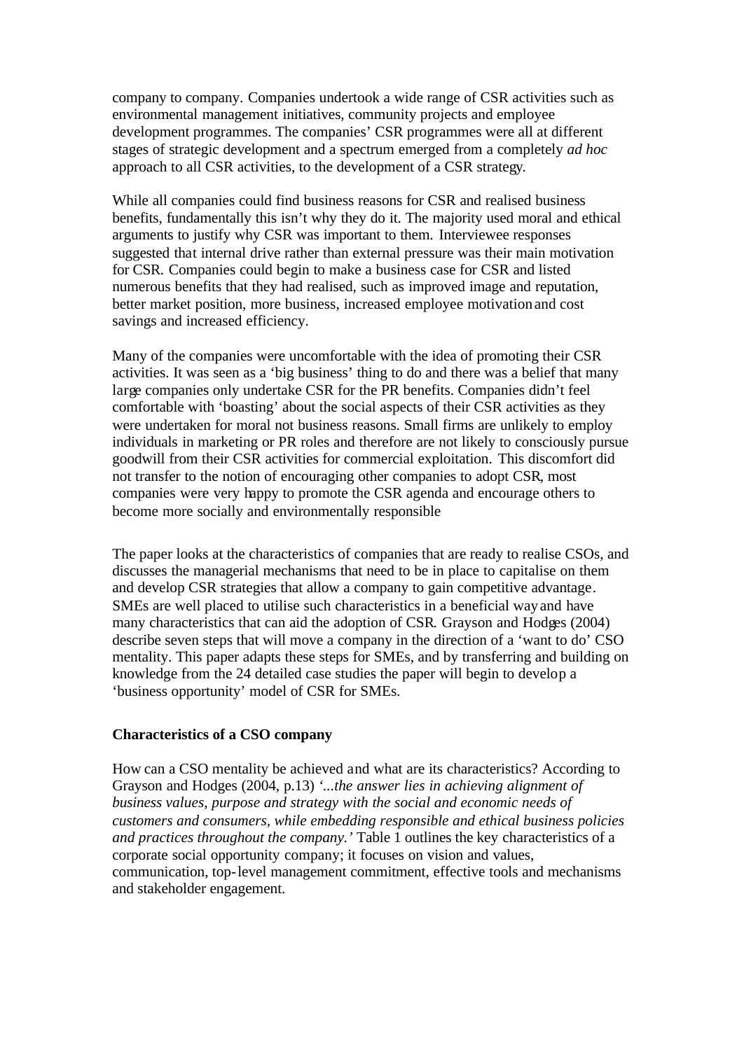company to company. Companies undertook a wide range of CSR activities such as environmental management initiatives, community projects and employee development programmes. The companies' CSR programmes were all at different stages of strategic development and a spectrum emerged from a completely *ad hoc* approach to all CSR activities, to the development of a CSR strategy.

While all companies could find business reasons for CSR and realised business benefits, fundamentally this isn't why they do it. The majority used moral and ethical arguments to justify why CSR was important to them. Interviewee responses suggested that internal drive rather than external pressure was their main motivation for CSR. Companies could begin to make a business case for CSR and listed numerous benefits that they had realised, such as improved image and reputation, better market position, more business, increased employee motivation and cost savings and increased efficiency.

Many of the companies were uncomfortable with the idea of promoting their CSR activities. It was seen as a 'big business' thing to do and there was a belief that many large companies only undertake CSR for the PR benefits. Companies didn't feel comfortable with 'boasting' about the social aspects of their CSR activities as they were undertaken for moral not business reasons. Small firms are unlikely to employ individuals in marketing or PR roles and therefore are not likely to consciously pursue goodwill from their CSR activities for commercial exploitation. This discomfort did not transfer to the notion of encouraging other companies to adopt CSR, most companies were very happy to promote the CSR agenda and encourage others to become more socially and environmentally responsible

The paper looks at the characteristics of companies that are ready to realise CSOs, and discusses the managerial mechanisms that need to be in place to capitalise on them and develop CSR strategies that allow a company to gain competitive advantage. SMEs are well placed to utilise such characteristics in a beneficial way and have many characteristics that can aid the adoption of CSR. Grayson and Hodges (2004) describe seven steps that will move a company in the direction of a 'want to do' CSO mentality. This paper adapts these steps for SMEs, and by transferring and building on knowledge from the 24 detailed case studies the paper will begin to develop a 'business opportunity' model of CSR for SMEs.

**Characteristics of a CSO company**

How can a CSO mentality be achieved and what are its characteristics? According to Grayson and Hodges (2004, p.13) *'...the answer lies in achieving alignment of business values, purpose and strategy with the social and economic needs of customers and consumers, while embedding responsible and ethical business policies and practices throughout the company.'* Table 1 outlines the key characteristics of a corporate social opportunity company; it focuses on vision and values, communication, top-level management commitment, effective tools and mechanisms and stakeholder engagement.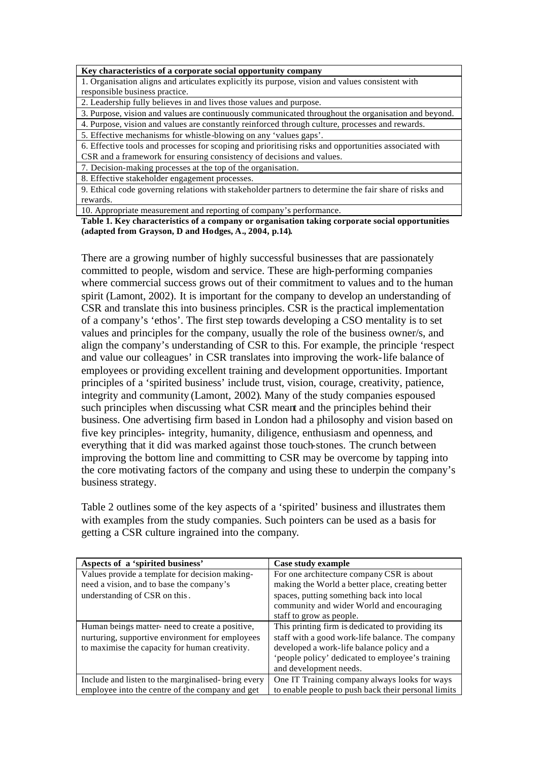| Key characteristics of a corporate social opportunity company |
| --- |
| 1. Organisation aligns and articulates explicitly its purpose, vision and values consistent with responsible business practice. |
| 2. Leadership fully believes in and lives those values and purpose. |
| 3. Purpose, vision and values are continuously communicated throughout the organisation and beyond. |
| 4. Purpose, vision and values are constantly reinforced through culture, processes and rewards. |
| 5. Effective mechanisms for whistle-blowing on any 'values gaps'. |
| 6. Effective tools and processes for scoping and prioritising risks and opportunities associated with CSR and a framework for ensuring consistency of decisions and values. |
| 7. Decision-making processes at the top of the organisation. |
| 8. Effective stakeholder engagement processes. |
| 9. Ethical code governing relations with stakeholder partners to determine the fair share of risks and rewards. |
| 10. Appropriate measurement and reporting of company's performance. |

**Table 1. Key characteristics of a company or organisation taking corporate social opportunities (adapted from Grayson, D and Hodges, A., 2004, p.14).**

There are a growing number of highly successful businesses that are passionately committed to people, wisdom and service. These are high-performing companies where commercial success grows out of their commitment to values and to the human spirit (Lamont, 2002). It is important for the company to develop an understanding of CSR and translate this into business principles. CSR is the practical implementation of a company's 'ethos'. The first step towards developing a CSO mentality is to set values and principles for the company, usually the role of the business owner/s, and align the company's understanding of CSR to this. For example, the principle 'respect and value our colleagues' in CSR translates into improving the work-life balance of employees or providing excellent training and development opportunities. Important principles of a 'spirited business' include trust, vision, courage, creativity, patience, integrity and community (Lamont, 2002). Many of the study companies espoused such principles when discussing what CSR meant and the principles behind their business. One advertising firm based in London had a philosophy and vision based on five key principles- integrity, humanity, diligence, enthusiasm and openness, and everything that it did was marked against those touch-stones. The crunch between improving the bottom line and committing to CSR may be overcome by tapping into the core motivating factors of the company and using these to underpin the company's business strategy.

Table 2 outlines some of the key aspects of a 'spirited' business and illustrates them with examples from the study companies. Such pointers can be used as a basis for getting a CSR culture ingrained into the company.

| Aspects of a 'spirited business' | Case study example |
| --- | --- |
| Values provide a template for decision making- need a vision, and to base the company's understanding of CSR on this. | For one architecture company CSR is about making the World a better place, creating better spaces, putting something back into local community and wider World and encouraging staff to grow as people. |
| Human beings matter- need to create a positive, nurturing, supportive environment for employees to maximise the capacity for human creativity. | This printing firm is dedicated to providing its staff with a good work-life balance. The company developed a work-life balance policy and a 'people policy' dedicated to employee's training and development needs. |
| Include and listen to the marginalised- bring every employee into the centre of the company and get | One IT Training company always looks for ways to enable people to push back their personal limits |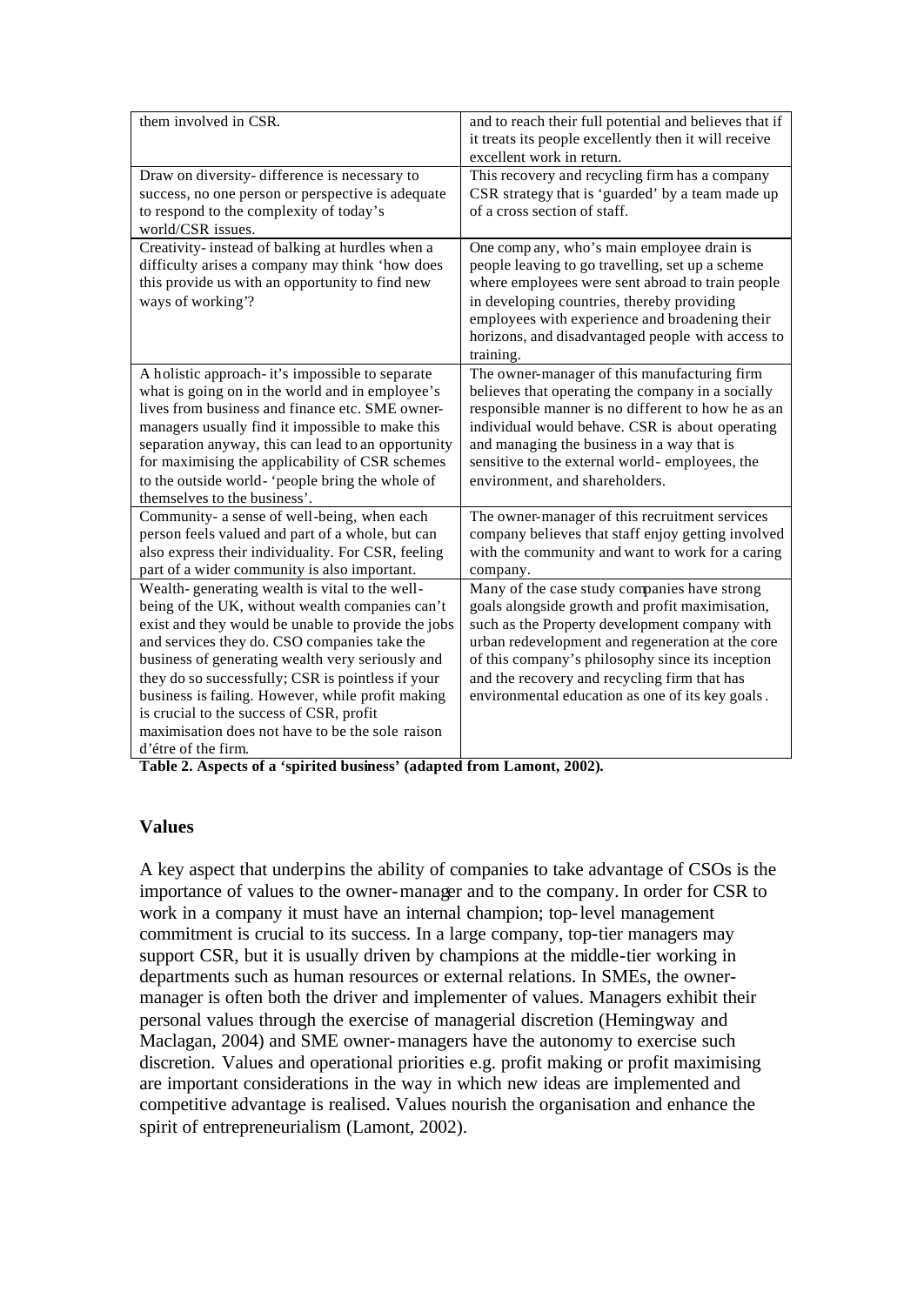| | |
|---|---|
| them involved in CSR. | and to reach their full potential and believes that if it treats its people excellently then it will receive excellent work in return. |
| Draw on diversity- difference is necessary to success, no one person or perspective is adequate to respond to the complexity of today's world/CSR issues. | This recovery and recycling firm has a company CSR strategy that is 'guarded' by a team made up of a cross section of staff. |
| Creativity- instead of balking at hurdles when a difficulty arises a company may think 'how does this provide us with an opportunity to find new ways of working'? | One company, who's main employee drain is people leaving to go travelling, set up a scheme where employees were sent abroad to train people in developing countries, thereby providing employees with experience and broadening their horizons, and disadvantaged people with access to training. |
| A holistic approach- it's impossible to separate what is going on in the world and in employee's lives from business and finance etc. SME owner-managers usually find it impossible to make this separation anyway, this can lead to an opportunity for maximising the applicability of CSR schemes to the outside world- 'people bring the whole of themselves to the business'. | The owner-manager of this manufacturing firm believes that operating the company in a socially responsible manner is no different to how he as an individual would behave. CSR is about operating and managing the business in a way that is sensitive to the external world- employees, the environment, and shareholders. |
| Community- a sense of well-being, when each person feels valued and part of a whole, but can also express their individuality. For CSR, feeling part of a wider community is also important. | The owner-manager of this recruitment services company believes that staff enjoy getting involved with the community and want to work for a caring company. |
| Wealth- generating wealth is vital to the well-being of the UK, without wealth companies can't exist and they would be unable to provide the jobs and services they do. CSO companies take the business of generating wealth very seriously and they do so successfully; CSR is pointless if your business is failing. However, while profit making is crucial to the success of CSR, profit maximisation does not have to be the sole raison d'étre of the firm. | Many of the case study companies have strong goals alongside growth and profit maximisation, such as the Property development company with urban redevelopment and regeneration at the core of this company's philosophy since its inception and the recovery and recycling firm that has environmental education as one of its key goals. |

**Table 2. Aspects of a 'spirited business' (adapted from Lamont, 2002).**

## Values

A key aspect that underpins the ability of companies to take advantage of CSOs is the importance of values to the owner-manager and to the company. In order for CSR to work in a company it must have an internal champion; top-level management commitment is crucial to its success. In a large company, top-tier managers may support CSR, but it is usually driven by champions at the middle-tier working in departments such as human resources or external relations. In SMEs, the owner-manager is often both the driver and implementer of values. Managers exhibit their personal values through the exercise of managerial discretion (Hemingway and Maclagan, 2004) and SME owner-managers have the autonomy to exercise such discretion. Values and operational priorities e.g. profit making or profit maximising are important considerations in the way in which new ideas are implemented and competitive advantage is realised. Values nourish the organisation and enhance the spirit of entrepreneurialism (Lamont, 2002).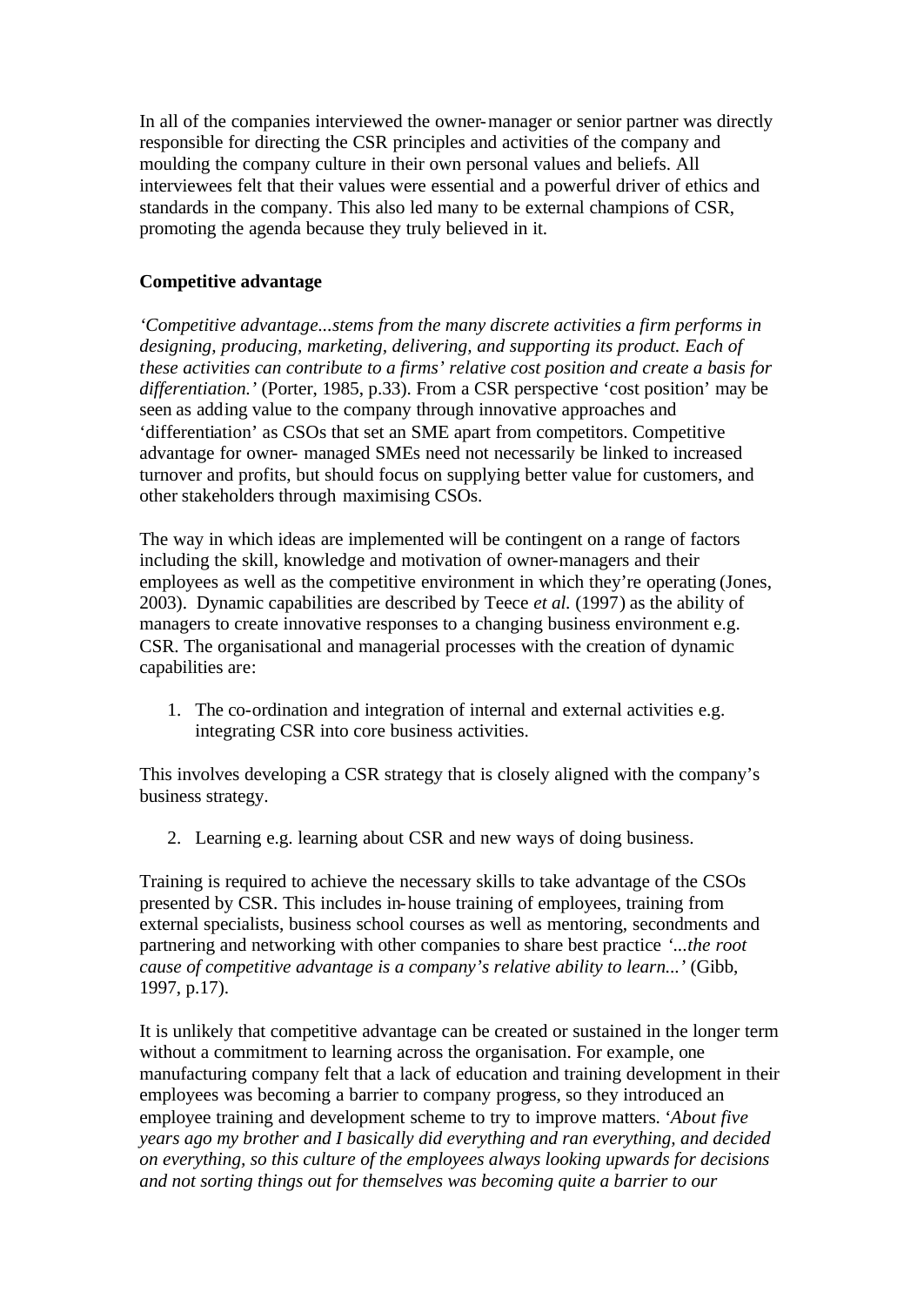In all of the companies interviewed the owner-manager or senior partner was directly responsible for directing the CSR principles and activities of the company and moulding the company culture in their own personal values and beliefs. All interviewees felt that their values were essential and a powerful driver of ethics and standards in the company. This also led many to be external champions of CSR, promoting the agenda because they truly believed in it.

**Competitive advantage**

*'Competitive advantage...stems from the many discrete activities a firm performs in designing, producing, marketing, delivering, and supporting its product. Each of these activities can contribute to a firms' relative cost position and create a basis for differentiation.'* (Porter, 1985, p.33). From a CSR perspective 'cost position' may be seen as adding value to the company through innovative approaches and 'differentiation' as CSOs that set an SME apart from competitors. Competitive advantage for owner- managed SMEs need not necessarily be linked to increased turnover and profits, but should focus on supplying better value for customers, and other stakeholders through maximising CSOs.

The way in which ideas are implemented will be contingent on a range of factors including the skill, knowledge and motivation of owner-managers and their employees as well as the competitive environment in which they're operating (Jones, 2003). Dynamic capabilities are described by Teece *et al.* (1997) as the ability of managers to create innovative responses to a changing business environment e.g. CSR. The organisational and managerial processes with the creation of dynamic capabilities are:

1. The co-ordination and integration of internal and external activities e.g. integrating CSR into core business activities.

This involves developing a CSR strategy that is closely aligned with the company's business strategy.

2. Learning e.g. learning about CSR and new ways of doing business.

Training is required to achieve the necessary skills to take advantage of the CSOs presented by CSR. This includes in-house training of employees, training from external specialists, business school courses as well as mentoring, secondments and partnering and networking with other companies to share best practice *'...the root cause of competitive advantage is a company's relative ability to learn...'* (Gibb, 1997, p.17).

It is unlikely that competitive advantage can be created or sustained in the longer term without a commitment to learning across the organisation. For example, one manufacturing company felt that a lack of education and training development in their employees was becoming a barrier to company progress, so they introduced an employee training and development scheme to try to improve matters. '*About five years ago my brother and I basically did everything and ran everything, and decided on everything, so this culture of the employees always looking upwards for decisions and not sorting things out for themselves was becoming quite a barrier to our*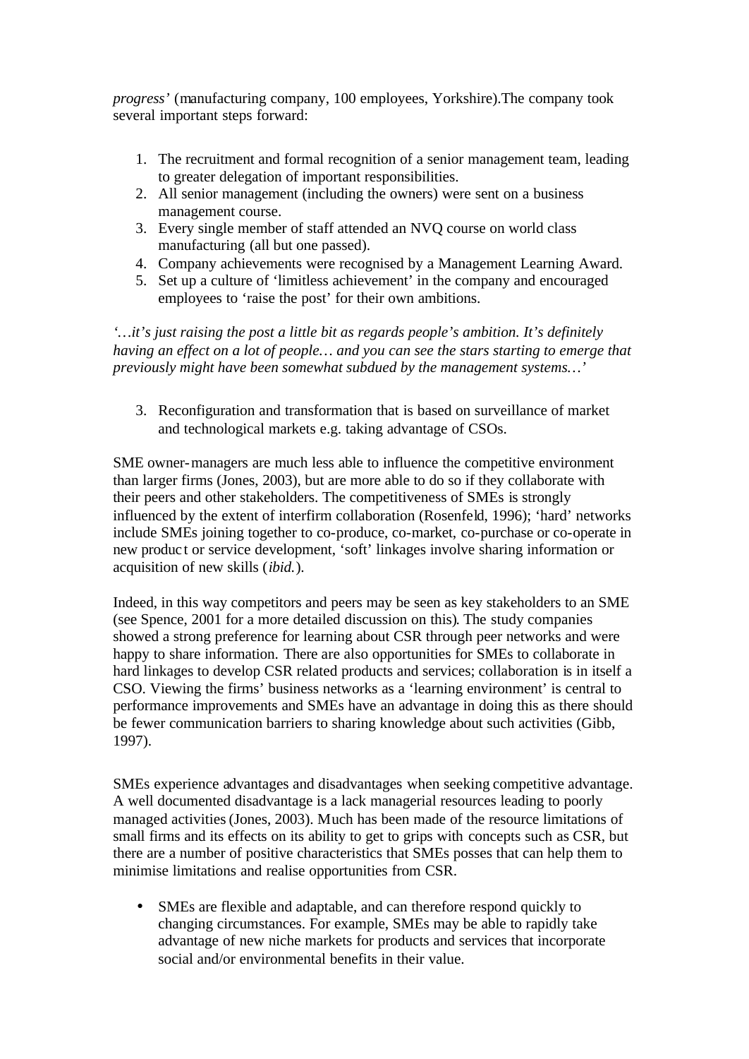*progress'* (manufacturing company, 100 employees, Yorkshire).The company took several important steps forward:

1. The recruitment and formal recognition of a senior management team, leading to greater delegation of important responsibilities.
2. All senior management (including the owners) were sent on a business management course.
3. Every single member of staff attended an NVQ course on world class manufacturing (all but one passed).
4. Company achievements were recognised by a Management Learning Award.
5. Set up a culture of 'limitless achievement' in the company and encouraged employees to 'raise the post' for their own ambitions.

*'…it's just raising the post a little bit as regards people's ambition. It's definitely having an effect on a lot of people… and you can see the stars starting to emerge that previously might have been somewhat subdued by the management systems…'*

3. Reconfiguration and transformation that is based on surveillance of market and technological markets e.g. taking advantage of CSOs.

SME owner-managers are much less able to influence the competitive environment than larger firms (Jones, 2003), but are more able to do so if they collaborate with their peers and other stakeholders. The competitiveness of SMEs is strongly influenced by the extent of interfirm collaboration (Rosenfeld, 1996); 'hard' networks include SMEs joining together to co-produce, co-market, co-purchase or co-operate in new product or service development, 'soft' linkages involve sharing information or acquisition of new skills (*ibid.*).

Indeed, in this way competitors and peers may be seen as key stakeholders to an SME (see Spence, 2001 for a more detailed discussion on this). The study companies showed a strong preference for learning about CSR through peer networks and were happy to share information. There are also opportunities for SMEs to collaborate in hard linkages to develop CSR related products and services; collaboration is in itself a CSO. Viewing the firms' business networks as a 'learning environment' is central to performance improvements and SMEs have an advantage in doing this as there should be fewer communication barriers to sharing knowledge about such activities (Gibb, 1997).

SMEs experience advantages and disadvantages when seeking competitive advantage. A well documented disadvantage is a lack managerial resources leading to poorly managed activities (Jones, 2003). Much has been made of the resource limitations of small firms and its effects on its ability to get to grips with concepts such as CSR, but there are a number of positive characteristics that SMEs posses that can help them to minimise limitations and realise opportunities from CSR.

- SMEs are flexible and adaptable, and can therefore respond quickly to changing circumstances. For example, SMEs may be able to rapidly take advantage of new niche markets for products and services that incorporate social and/or environmental benefits in their value.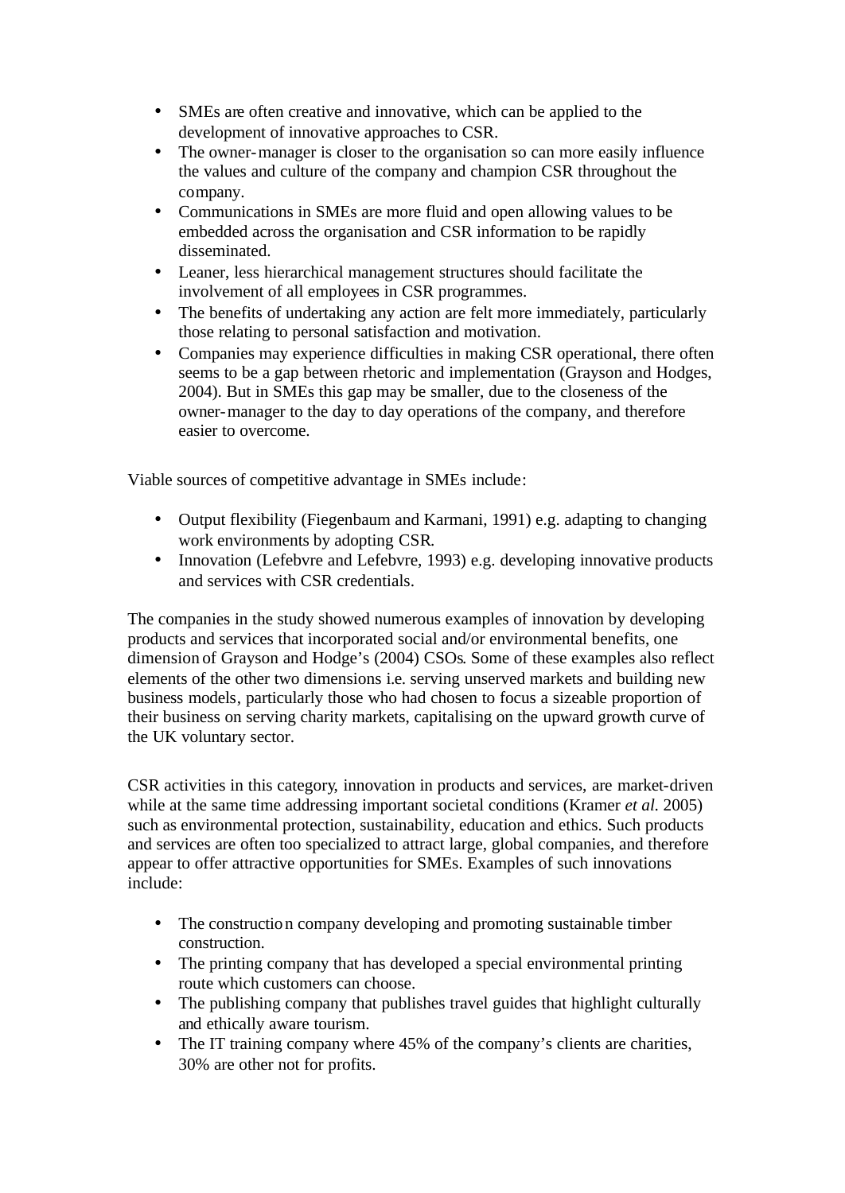- SMEs are often creative and innovative, which can be applied to the development of innovative approaches to CSR.
- The owner-manager is closer to the organisation so can more easily influence the values and culture of the company and champion CSR throughout the company.
- Communications in SMEs are more fluid and open allowing values to be embedded across the organisation and CSR information to be rapidly disseminated.
- Leaner, less hierarchical management structures should facilitate the involvement of all employees in CSR programmes.
- The benefits of undertaking any action are felt more immediately, particularly those relating to personal satisfaction and motivation.
- Companies may experience difficulties in making CSR operational, there often seems to be a gap between rhetoric and implementation (Grayson and Hodges, 2004). But in SMEs this gap may be smaller, due to the closeness of the owner-manager to the day to day operations of the company, and therefore easier to overcome.

Viable sources of competitive advantage in SMEs include:

- Output flexibility (Fiegenbaum and Karmani, 1991) e.g. adapting to changing work environments by adopting CSR.
- Innovation (Lefebvre and Lefebvre, 1993) e.g. developing innovative products and services with CSR credentials.

The companies in the study showed numerous examples of innovation by developing products and services that incorporated social and/or environmental benefits, one dimension of Grayson and Hodge's (2004) CSOs. Some of these examples also reflect elements of the other two dimensions i.e. serving unserved markets and building new business models, particularly those who had chosen to focus a sizeable proportion of their business on serving charity markets, capitalising on the upward growth curve of the UK voluntary sector.

CSR activities in this category, innovation in products and services, are market-driven while at the same time addressing important societal conditions (Kramer *et al.* 2005) such as environmental protection, sustainability, education and ethics. Such products and services are often too specialized to attract large, global companies, and therefore appear to offer attractive opportunities for SMEs. Examples of such innovations include:

- The construction company developing and promoting sustainable timber construction.
- The printing company that has developed a special environmental printing route which customers can choose.
- The publishing company that publishes travel guides that highlight culturally and ethically aware tourism.
- The IT training company where 45% of the company's clients are charities, 30% are other not for profits.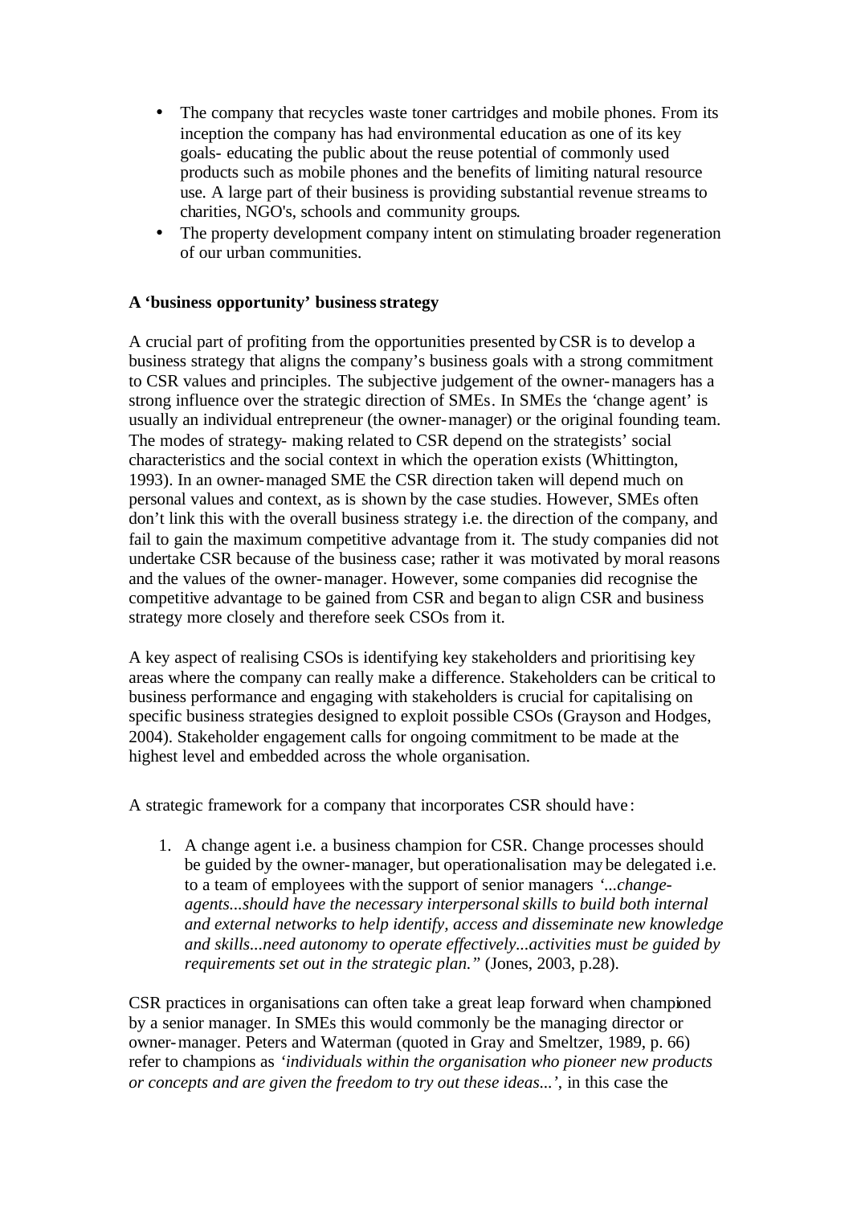- The company that recycles waste toner cartridges and mobile phones. From its inception the company has had environmental education as one of its key goals- educating the public about the reuse potential of commonly used products such as mobile phones and the benefits of limiting natural resource use. A large part of their business is providing substantial revenue streams to charities, NGO's, schools and community groups.
- The property development company intent on stimulating broader regeneration of our urban communities.

**A 'business opportunity' business strategy**

A crucial part of profiting from the opportunities presented by CSR is to develop a business strategy that aligns the company's business goals with a strong commitment to CSR values and principles. The subjective judgement of the owner-managers has a strong influence over the strategic direction of SMEs. In SMEs the 'change agent' is usually an individual entrepreneur (the owner-manager) or the original founding team. The modes of strategy- making related to CSR depend on the strategists' social characteristics and the social context in which the operation exists (Whittington, 1993). In an owner-managed SME the CSR direction taken will depend much on personal values and context, as is shown by the case studies. However, SMEs often don't link this with the overall business strategy i.e. the direction of the company, and fail to gain the maximum competitive advantage from it. The study companies did not undertake CSR because of the business case; rather it was motivated by moral reasons and the values of the owner-manager. However, some companies did recognise the competitive advantage to be gained from CSR and began to align CSR and business strategy more closely and therefore seek CSOs from it.

A key aspect of realising CSOs is identifying key stakeholders and prioritising key areas where the company can really make a difference. Stakeholders can be critical to business performance and engaging with stakeholders is crucial for capitalising on specific business strategies designed to exploit possible CSOs (Grayson and Hodges, 2004). Stakeholder engagement calls for ongoing commitment to be made at the highest level and embedded across the whole organisation.

A strategic framework for a company that incorporates CSR should have:

1. A change agent i.e. a business champion for CSR. Change processes should be guided by the owner-manager, but operationalisation may be delegated i.e. to a team of employees with the support of senior managers *'...change-agents...should have the necessary interpersonal skills to build both internal and external networks to help identify, access and disseminate new knowledge and skills...need autonomy to operate effectively...activities must be guided by requirements set out in the strategic plan."* (Jones, 2003, p.28).

CSR practices in organisations can often take a great leap forward when championed by a senior manager. In SMEs this would commonly be the managing director or owner-manager. Peters and Waterman (quoted in Gray and Smeltzer, 1989, p. 66) refer to champions as *'individuals within the organisation who pioneer new products or concepts and are given the freedom to try out these ideas...'*, in this case the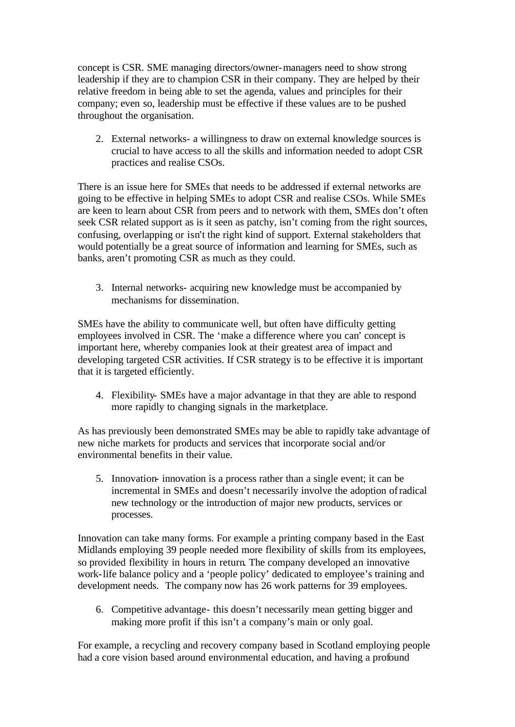concept is CSR. SME managing directors/owner-managers need to show strong leadership if they are to champion CSR in their company. They are helped by their relative freedom in being able to set the agenda, values and principles for their company; even so, leadership must be effective if these values are to be pushed throughout the organisation.

2. External networks- a willingness to draw on external knowledge sources is crucial to have access to all the skills and information needed to adopt CSR practices and realise CSOs.

There is an issue here for SMEs that needs to be addressed if external networks are going to be effective in helping SMEs to adopt CSR and realise CSOs. While SMEs are keen to learn about CSR from peers and to network with them, SMEs don't often seek CSR related support as is it seen as patchy, isn't coming from the right sources, confusing, overlapping or isn't the right kind of support. External stakeholders that would potentially be a great source of information and learning for SMEs, such as banks, aren't promoting CSR as much as they could.

3. Internal networks- acquiring new knowledge must be accompanied by mechanisms for dissemination.

SMEs have the ability to communicate well, but often have difficulty getting employees involved in CSR. The 'make a difference where you can' concept is important here, whereby companies look at their greatest area of impact and developing targeted CSR activities. If CSR strategy is to be effective it is important that it is targeted efficiently.

4. Flexibility- SMEs have a major advantage in that they are able to respond more rapidly to changing signals in the marketplace.

As has previously been demonstrated SMEs may be able to rapidly take advantage of new niche markets for products and services that incorporate social and/or environmental benefits in their value.

5. Innovation- innovation is a process rather than a single event; it can be incremental in SMEs and doesn't necessarily involve the adoption of radical new technology or the introduction of major new products, services or processes.

Innovation can take many forms. For example a printing company based in the East Midlands employing 39 people needed more flexibility of skills from its employees, so provided flexibility in hours in return. The company developed an innovative work-life balance policy and a 'people policy' dedicated to employee's training and development needs. The company now has 26 work patterns for 39 employees.

6. Competitive advantage- this doesn't necessarily mean getting bigger and making more profit if this isn't a company's main or only goal.

For example, a recycling and recovery company based in Scotland employing people had a core vision based around environmental education, and having a profound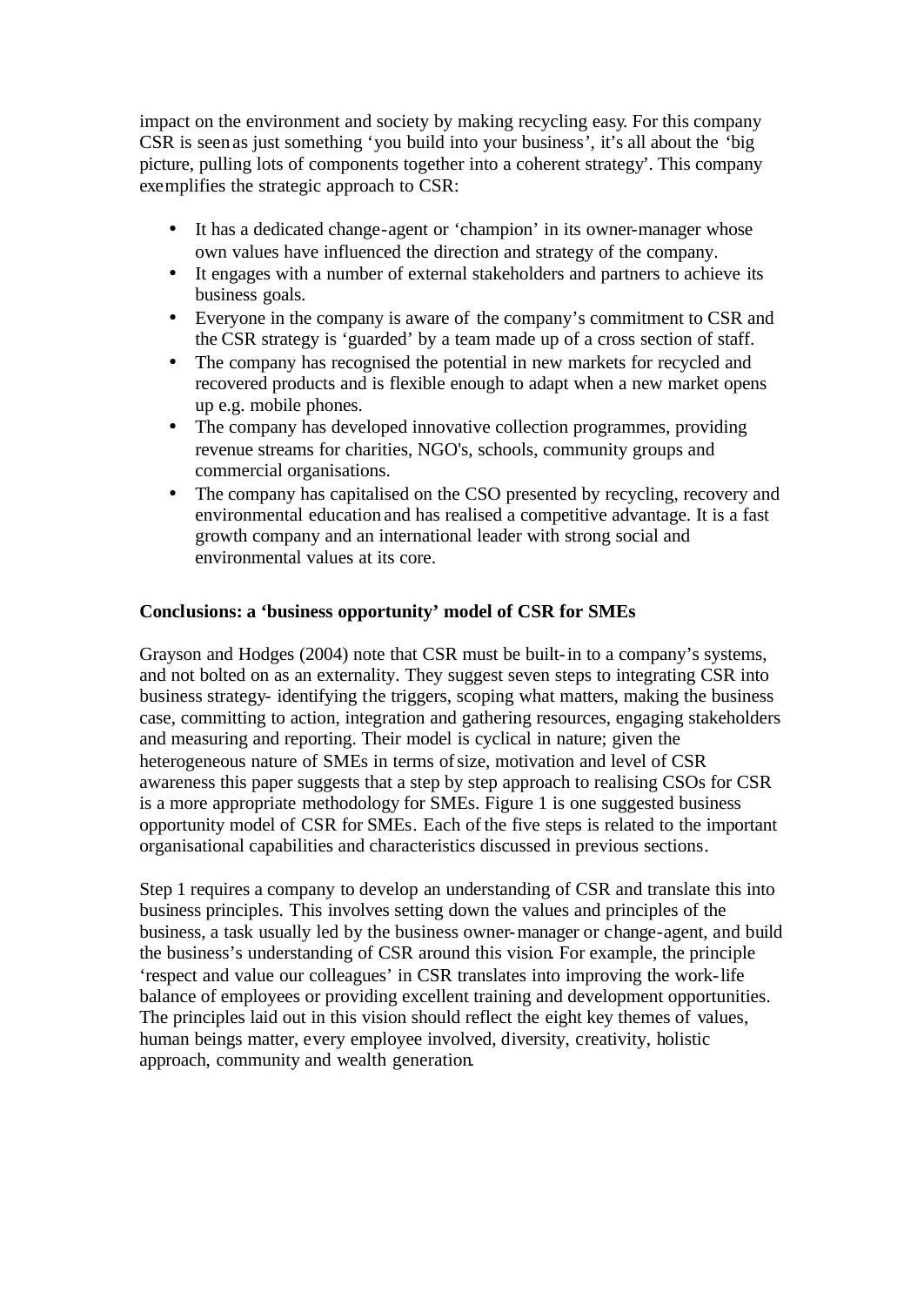impact on the environment and society by making recycling easy. For this company CSR is seen as just something 'you build into your business', it's all about the 'big picture, pulling lots of components together into a coherent strategy'. This company exemplifies the strategic approach to CSR:

- It has a dedicated change-agent or 'champion' in its owner-manager whose own values have influenced the direction and strategy of the company.
- It engages with a number of external stakeholders and partners to achieve its business goals.
- Everyone in the company is aware of the company's commitment to CSR and the CSR strategy is 'guarded' by a team made up of a cross section of staff.
- The company has recognised the potential in new markets for recycled and recovered products and is flexible enough to adapt when a new market opens up e.g. mobile phones.
- The company has developed innovative collection programmes, providing revenue streams for charities, NGO's, schools, community groups and commercial organisations.
- The company has capitalised on the CSO presented by recycling, recovery and environmental education and has realised a competitive advantage. It is a fast growth company and an international leader with strong social and environmental values at its core.

**Conclusions: a 'business opportunity' model of CSR for SMEs**

Grayson and Hodges (2004) note that CSR must be built-in to a company's systems, and not bolted on as an externality. They suggest seven steps to integrating CSR into business strategy- identifying the triggers, scoping what matters, making the business case, committing to action, integration and gathering resources, engaging stakeholders and measuring and reporting. Their model is cyclical in nature; given the heterogeneous nature of SMEs in terms of size, motivation and level of CSR awareness this paper suggests that a step by step approach to realising CSOs for CSR is a more appropriate methodology for SMEs. Figure 1 is one suggested business opportunity model of CSR for SMEs. Each of the five steps is related to the important organisational capabilities and characteristics discussed in previous sections.

Step 1 requires a company to develop an understanding of CSR and translate this into business principles. This involves setting down the values and principles of the business, a task usually led by the business owner-manager or change-agent, and build the business's understanding of CSR around this vision. For example, the principle 'respect and value our colleagues' in CSR translates into improving the work-life balance of employees or providing excellent training and development opportunities. The principles laid out in this vision should reflect the eight key themes of values, human beings matter, every employee involved, diversity, creativity, holistic approach, community and wealth generation.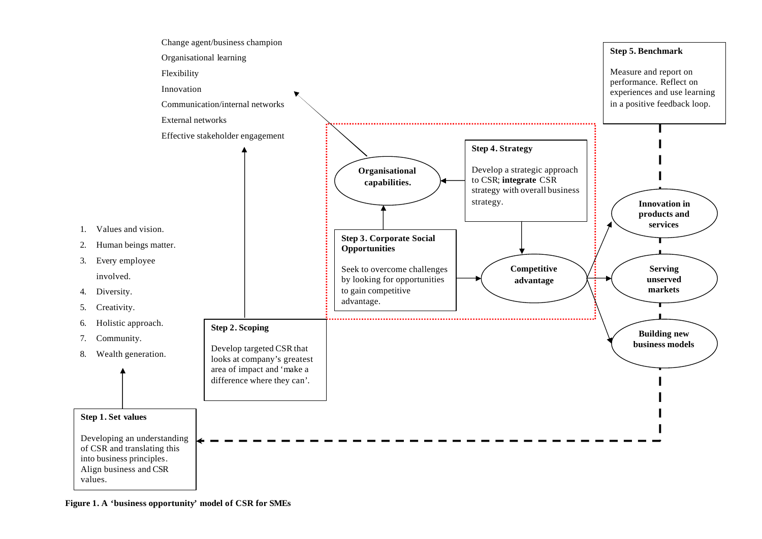Change agent/business champion

Organisational learning

Flexibility

Innovation

Communication/internal networks

External networks

Effective stakeholder engagement

**Step 5. Benchmark**

Measure and report on performance. Reflect on experiences and use learning in a positive feedback loop.

**Step 4. Strategy**

Develop a strategic approach to CSR; **integrate** CSR strategy with overall business strategy.

**Organisational capabilities.**

**Innovation in products and services**

**Serving unserved markets**

**Building new business models**

**Competitive advantage**

**Step 3. Corporate Social Opportunities**

Seek to overcome challenges by looking for opportunities to gain competitive advantage.

1. Values and vision.
2. Human beings matter.
3. Every employee involved.
4. Diversity.
5. Creativity.
6. Holistic approach.
7. Community.
8. Wealth generation.

**Step 2. Scoping**

Develop targeted CSR that looks at company's greatest area of impact and 'make a difference where they can'.

**Step 1. Set values**

Developing an understanding of CSR and translating this into business principles. Align business and CSR values.

**Figure 1. A 'business opportunity' model of CSR for SMEs**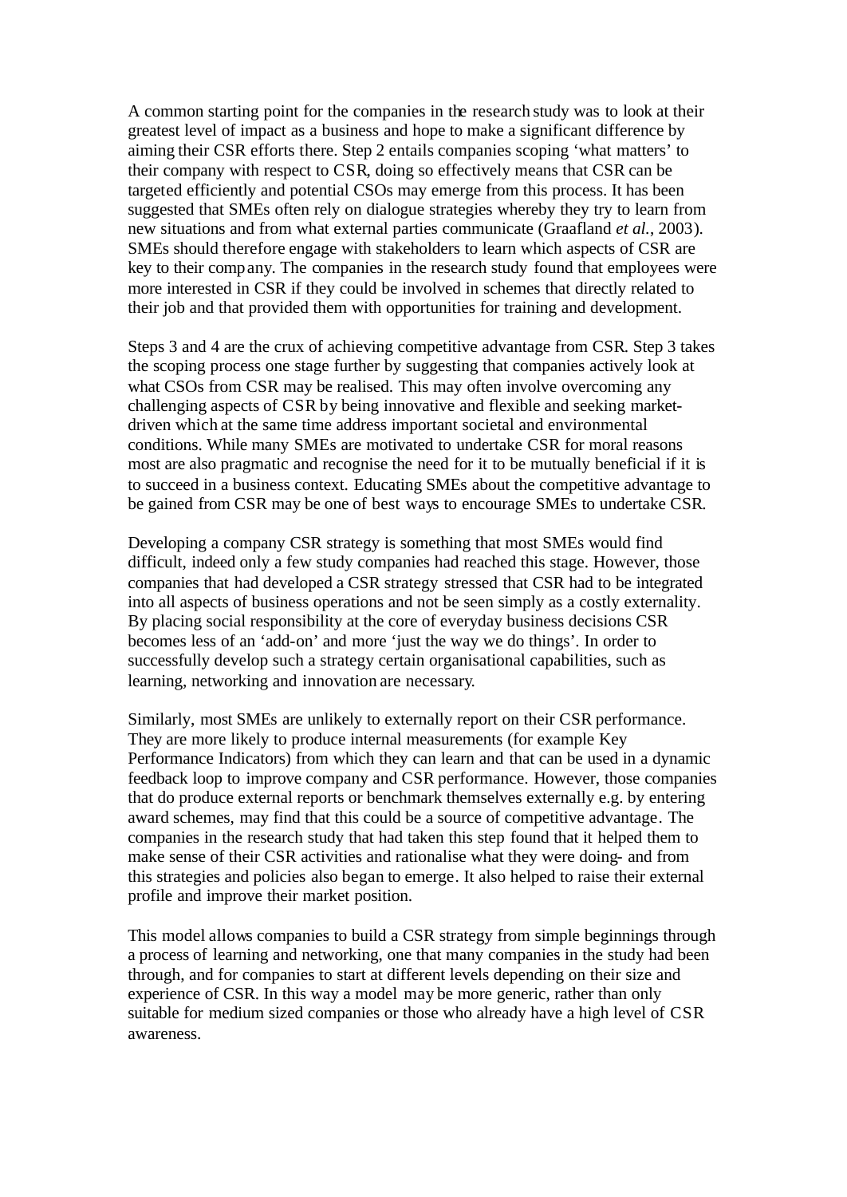A common starting point for the companies in the research study was to look at their greatest level of impact as a business and hope to make a significant difference by aiming their CSR efforts there. Step 2 entails companies scoping 'what matters' to their company with respect to CSR, doing so effectively means that CSR can be targeted efficiently and potential CSOs may emerge from this process. It has been suggested that SMEs often rely on dialogue strategies whereby they try to learn from new situations and from what external parties communicate (Graafland *et al.*, 2003). SMEs should therefore engage with stakeholders to learn which aspects of CSR are key to their company. The companies in the research study found that employees were more interested in CSR if they could be involved in schemes that directly related to their job and that provided them with opportunities for training and development.

Steps 3 and 4 are the crux of achieving competitive advantage from CSR. Step 3 takes the scoping process one stage further by suggesting that companies actively look at what CSOs from CSR may be realised. This may often involve overcoming any challenging aspects of CSR by being innovative and flexible and seeking market-driven which at the same time address important societal and environmental conditions. While many SMEs are motivated to undertake CSR for moral reasons most are also pragmatic and recognise the need for it to be mutually beneficial if it is to succeed in a business context. Educating SMEs about the competitive advantage to be gained from CSR may be one of best ways to encourage SMEs to undertake CSR.

Developing a company CSR strategy is something that most SMEs would find difficult, indeed only a few study companies had reached this stage. However, those companies that had developed a CSR strategy stressed that CSR had to be integrated into all aspects of business operations and not be seen simply as a costly externality. By placing social responsibility at the core of everyday business decisions CSR becomes less of an 'add-on' and more 'just the way we do things'. In order to successfully develop such a strategy certain organisational capabilities, such as learning, networking and innovation are necessary.

Similarly, most SMEs are unlikely to externally report on their CSR performance. They are more likely to produce internal measurements (for example Key Performance Indicators) from which they can learn and that can be used in a dynamic feedback loop to improve company and CSR performance. However, those companies that do produce external reports or benchmark themselves externally e.g. by entering award schemes, may find that this could be a source of competitive advantage. The companies in the research study that had taken this step found that it helped them to make sense of their CSR activities and rationalise what they were doing- and from this strategies and policies also began to emerge. It also helped to raise their external profile and improve their market position.

This model allows companies to build a CSR strategy from simple beginnings through a process of learning and networking, one that many companies in the study had been through, and for companies to start at different levels depending on their size and experience of CSR. In this way a model may be more generic, rather than only suitable for medium sized companies or those who already have a high level of CSR awareness.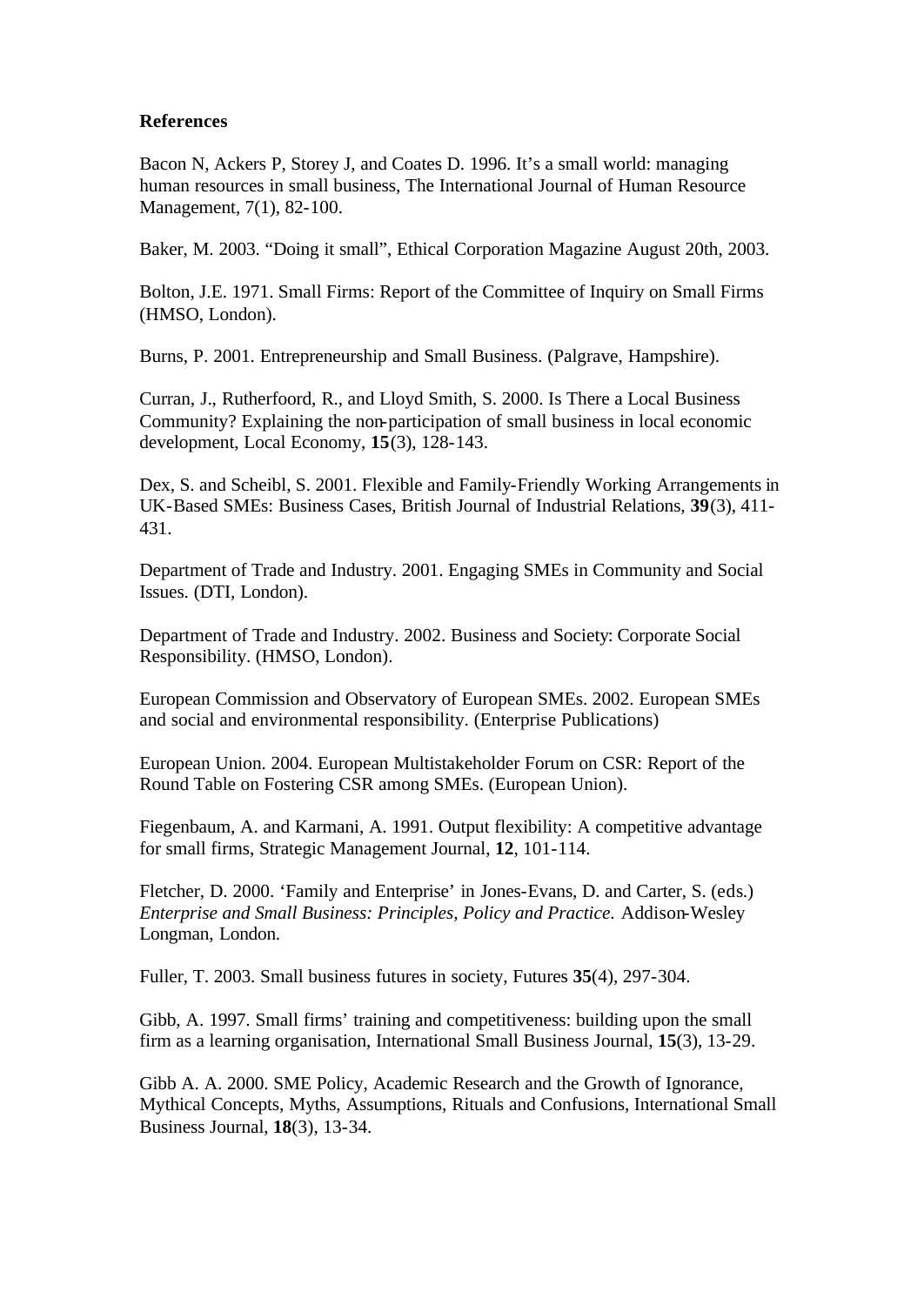**References**

Bacon N, Ackers P, Storey J, and Coates D. 1996. It's a small world: managing human resources in small business, The International Journal of Human Resource Management, 7(1), 82-100.

Baker, M. 2003. "Doing it small", Ethical Corporation Magazine August 20th, 2003.

Bolton, J.E. 1971. Small Firms: Report of the Committee of Inquiry on Small Firms (HMSO, London).

Burns, P. 2001. Entrepreneurship and Small Business. (Palgrave, Hampshire).

Curran, J., Rutherfoord, R., and Lloyd Smith, S. 2000. Is There a Local Business Community? Explaining the non-participation of small business in local economic development, Local Economy, **15**(3), 128-143.

Dex, S. and Scheibl, S. 2001. Flexible and Family-Friendly Working Arrangements in UK-Based SMEs: Business Cases, British Journal of Industrial Relations, **39**(3), 411-431.

Department of Trade and Industry. 2001. Engaging SMEs in Community and Social Issues. (DTI, London).

Department of Trade and Industry. 2002. Business and Society: Corporate Social Responsibility. (HMSO, London).

European Commission and Observatory of European SMEs. 2002. European SMEs and social and environmental responsibility. (Enterprise Publications)

European Union. 2004. European Multistakeholder Forum on CSR: Report of the Round Table on Fostering CSR among SMEs. (European Union).

Fiegenbaum, A. and Karmani, A. 1991. Output flexibility: A competitive advantage for small firms, Strategic Management Journal, **12**, 101-114.

Fletcher, D. 2000. 'Family and Enterprise' in Jones-Evans, D. and Carter, S. (eds.) *Enterprise and Small Business: Principles, Policy and Practice.* Addison-Wesley Longman, London.

Fuller, T. 2003. Small business futures in society, Futures **35**(4), 297-304.

Gibb, A. 1997. Small firms' training and competitiveness: building upon the small firm as a learning organisation, International Small Business Journal, **15**(3), 13-29.

Gibb A. A. 2000. SME Policy, Academic Research and the Growth of Ignorance, Mythical Concepts, Myths, Assumptions, Rituals and Confusions, International Small Business Journal, **18**(3), 13-34.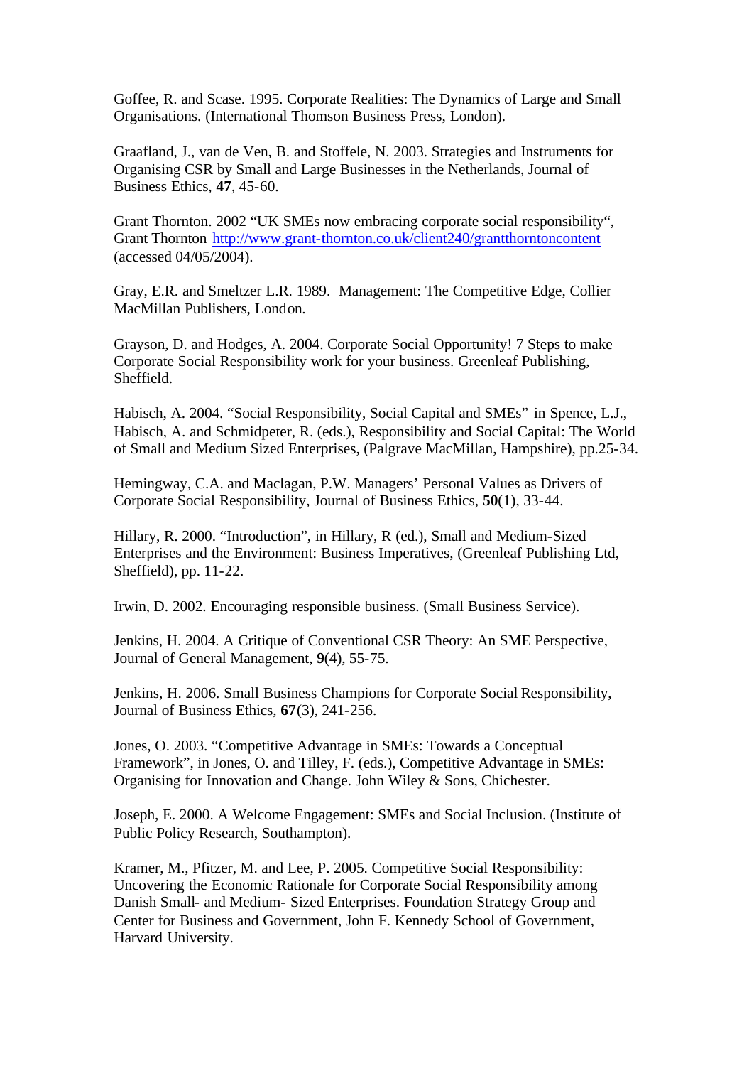Goffee, R. and Scase. 1995. Corporate Realities: The Dynamics of Large and Small Organisations. (International Thomson Business Press, London).

Graafland, J., van de Ven, B. and Stoffele, N. 2003. Strategies and Instruments for Organising CSR by Small and Large Businesses in the Netherlands, Journal of Business Ethics, **47**, 45-60.

Grant Thornton. 2002 "UK SMEs now embracing corporate social responsibility", Grant Thornton http://www.grant-thornton.co.uk/client240/grantthorntoncontent (accessed 04/05/2004).

Gray, E.R. and Smeltzer L.R. 1989. Management: The Competitive Edge, Collier MacMillan Publishers, London.

Grayson, D. and Hodges, A. 2004. Corporate Social Opportunity! 7 Steps to make Corporate Social Responsibility work for your business. Greenleaf Publishing, Sheffield.

Habisch, A. 2004. "Social Responsibility, Social Capital and SMEs" in Spence, L.J., Habisch, A. and Schmidpeter, R. (eds.), Responsibility and Social Capital: The World of Small and Medium Sized Enterprises, (Palgrave MacMillan, Hampshire), pp.25-34.

Hemingway, C.A. and Maclagan, P.W. Managers' Personal Values as Drivers of Corporate Social Responsibility, Journal of Business Ethics, **50**(1), 33-44.

Hillary, R. 2000. "Introduction", in Hillary, R (ed.), Small and Medium-Sized Enterprises and the Environment: Business Imperatives, (Greenleaf Publishing Ltd, Sheffield), pp. 11-22.

Irwin, D. 2002. Encouraging responsible business. (Small Business Service).

Jenkins, H. 2004. A Critique of Conventional CSR Theory: An SME Perspective, Journal of General Management, **9**(4), 55-75.

Jenkins, H. 2006. Small Business Champions for Corporate Social Responsibility, Journal of Business Ethics, **67**(3), 241-256.

Jones, O. 2003. "Competitive Advantage in SMEs: Towards a Conceptual Framework", in Jones, O. and Tilley, F. (eds.), Competitive Advantage in SMEs: Organising for Innovation and Change. John Wiley & Sons, Chichester.

Joseph, E. 2000. A Welcome Engagement: SMEs and Social Inclusion. (Institute of Public Policy Research, Southampton).

Kramer, M., Pfitzer, M. and Lee, P. 2005. Competitive Social Responsibility: Uncovering the Economic Rationale for Corporate Social Responsibility among Danish Small- and Medium- Sized Enterprises. Foundation Strategy Group and Center for Business and Government, John F. Kennedy School of Government, Harvard University.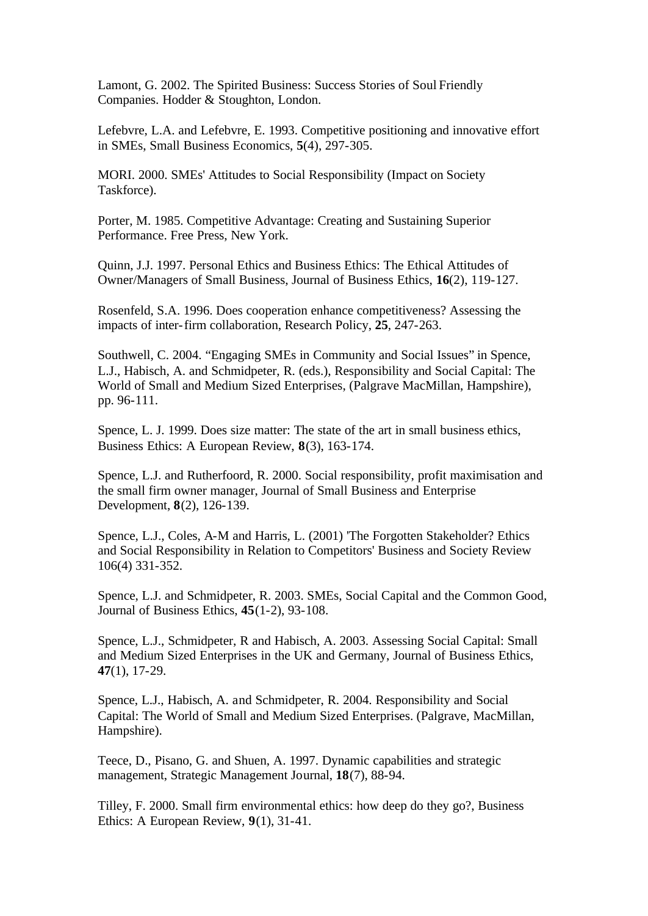Lamont, G. 2002. The Spirited Business: Success Stories of Soul Friendly Companies. Hodder & Stoughton, London.

Lefebvre, L.A. and Lefebvre, E. 1993. Competitive positioning and innovative effort in SMEs, Small Business Economics, **5**(4), 297-305.

MORI. 2000. SMEs' Attitudes to Social Responsibility (Impact on Society Taskforce).

Porter, M. 1985. Competitive Advantage: Creating and Sustaining Superior Performance. Free Press, New York.

Quinn, J.J. 1997. Personal Ethics and Business Ethics: The Ethical Attitudes of Owner/Managers of Small Business, Journal of Business Ethics, **16**(2), 119-127.

Rosenfeld, S.A. 1996. Does cooperation enhance competitiveness? Assessing the impacts of inter-firm collaboration, Research Policy, **25**, 247-263.

Southwell, C. 2004. “Engaging SMEs in Community and Social Issues” in Spence, L.J., Habisch, A. and Schmidpeter, R. (eds.), Responsibility and Social Capital: The World of Small and Medium Sized Enterprises, (Palgrave MacMillan, Hampshire), pp. 96-111.

Spence, L. J. 1999. Does size matter: The state of the art in small business ethics, Business Ethics: A European Review, **8**(3), 163-174.

Spence, L.J. and Rutherfoord, R. 2000. Social responsibility, profit maximisation and the small firm owner manager, Journal of Small Business and Enterprise Development, **8**(2), 126-139.

Spence, L.J., Coles, A-M and Harris, L. (2001) 'The Forgotten Stakeholder? Ethics and Social Responsibility in Relation to Competitors' Business and Society Review 106(4) 331-352.

Spence, L.J. and Schmidpeter, R. 2003. SMEs, Social Capital and the Common Good, Journal of Business Ethics, **45**(1-2), 93-108.

Spence, L.J., Schmidpeter, R and Habisch, A. 2003. Assessing Social Capital: Small and Medium Sized Enterprises in the UK and Germany, Journal of Business Ethics, **47**(1), 17-29.

Spence, L.J., Habisch, A. and Schmidpeter, R. 2004. Responsibility and Social Capital: The World of Small and Medium Sized Enterprises. (Palgrave, MacMillan, Hampshire).

Teece, D., Pisano, G. and Shuen, A. 1997. Dynamic capabilities and strategic management, Strategic Management Journal, **18**(7), 88-94.

Tilley, F. 2000. Small firm environmental ethics: how deep do they go?, Business Ethics: A European Review, **9**(1), 31-41.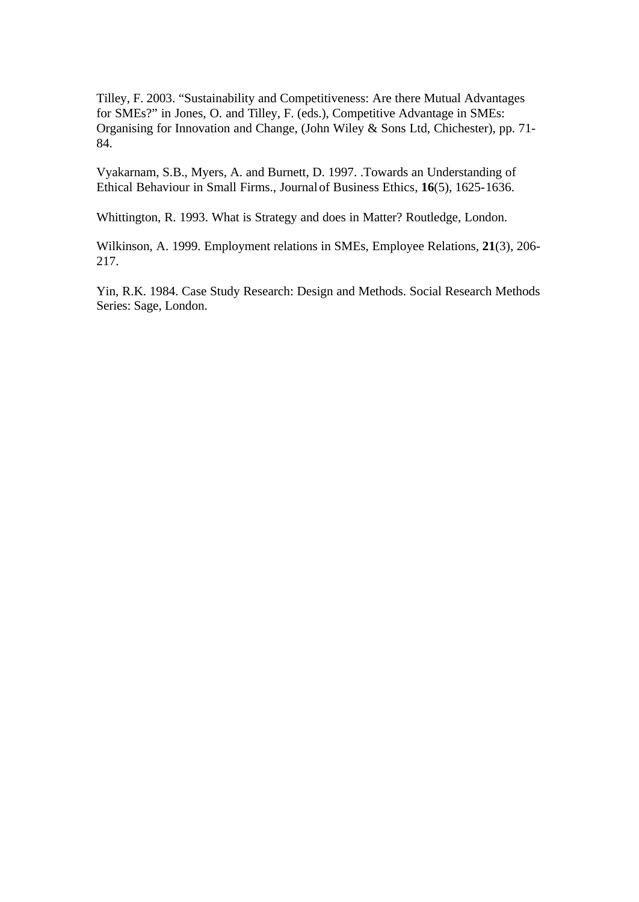Tilley, F. 2003. “Sustainability and Competitiveness: Are there Mutual Advantages for SMEs?” in Jones, O. and Tilley, F. (eds.), Competitive Advantage in SMEs: Organising for Innovation and Change, (John Wiley & Sons Ltd, Chichester), pp. 71-84.

Vyakarnam, S.B., Myers, A. and Burnett, D. 1997. .Towards an Understanding of Ethical Behaviour in Small Firms., Journal of Business Ethics, **16**(5), 1625-1636.

Whittington, R. 1993. What is Strategy and does in Matter? Routledge, London.

Wilkinson, A. 1999. Employment relations in SMEs, Employee Relations, **21**(3), 206-217.

Yin, R.K. 1984. Case Study Research: Design and Methods. Social Research Methods Series: Sage, London.